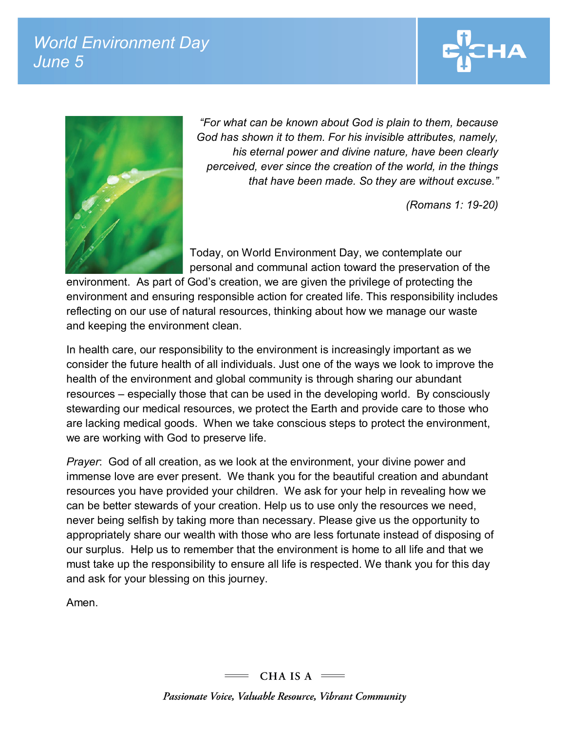# *World Environment Day*
# *June 5*

*"For what can be known about God is plain to them, because God has shown it to them. For his invisible attributes, namely, his eternal power and divine nature, have been clearly perceived, ever since the creation of the world, in the things that have been made. So they are without excuse."*

*(Romans 1: 19-20)*

Today, on World Environment Day, we contemplate our personal and communal action toward the preservation of the environment. As part of God's creation, we are given the privilege of protecting the environment and ensuring responsible action for created life. This responsibility includes reflecting on our use of natural resources, thinking about how we manage our waste and keeping the environment clean.

In health care, our responsibility to the environment is increasingly important as we consider the future health of all individuals. Just one of the ways we look to improve the health of the environment and global community is through sharing our abundant resources – especially those that can be used in the developing world. By consciously stewarding our medical resources, we protect the Earth and provide care to those who are lacking medical goods. When we take conscious steps to protect the environment, we are working with God to preserve life.

*Prayer*: God of all creation, as we look at the environment, your divine power and immense love are ever present. We thank you for the beautiful creation and abundant resources you have provided your children. We ask for your help in revealing how we can be better stewards of your creation. Help us to use only the resources we need, never being selfish by taking more than necessary. Please give us the opportunity to appropriately share our wealth with those who are less fortunate instead of disposing of our surplus. Help us to remember that the environment is home to all life and that we must take up the responsibility to ensure all life is respected. We thank you for this day and ask for your blessing on this journey.

Amen.

CHA IS A

*Passionate Voice, Valuable Resource, Vibrant Community*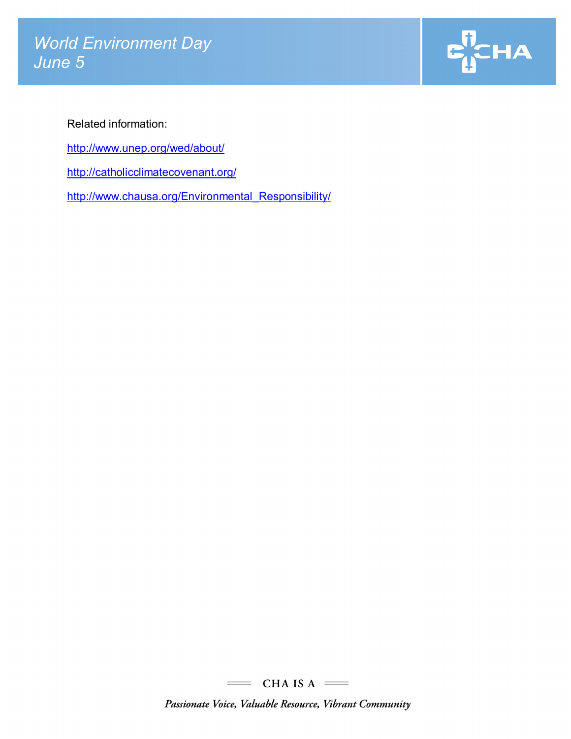Related information:

http://www.unep.org/wed/about/

http://catholicclimatecovenant.org/

http://www.chausa.org/Environmental_Responsibility/